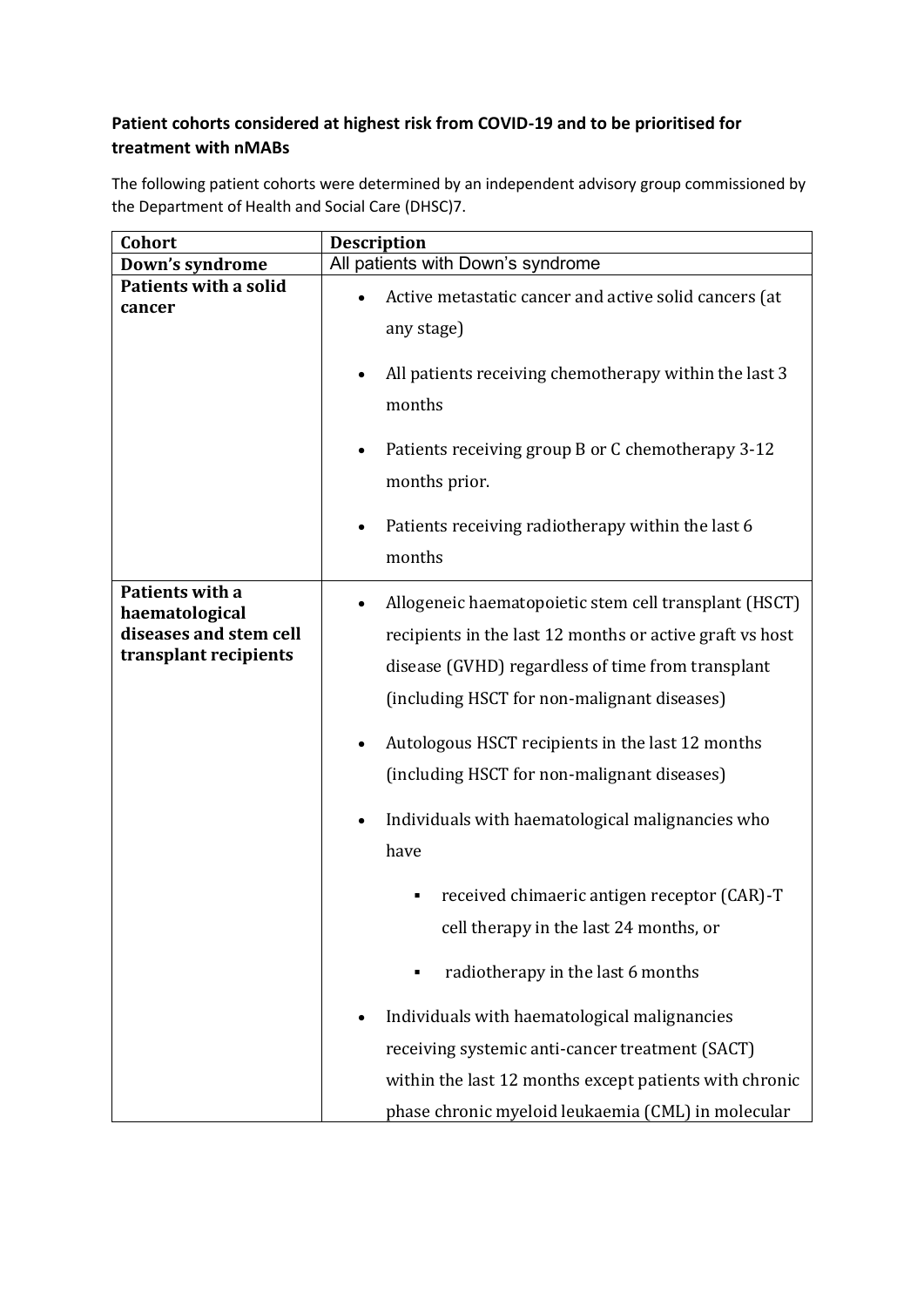**Patient cohorts considered at highest risk from COVID-19 and to be prioritised for treatment with nMABs**

The following patient cohorts were determined by an independent advisory group commissioned by the Department of Health and Social Care (DHSC)7.

| Cohort | Description |
|---|---|
| **Down's syndrome** | All patients with Down's syndrome |
| **Patients with a solid cancer** | • Active metastatic cancer and active solid cancers (at any stage)<br>• All patients receiving chemotherapy within the last 3 months<br>• Patients receiving group B or C chemotherapy 3-12 months prior.<br>• Patients receiving radiotherapy within the last 6 months |
| **Patients with a haematological diseases and stem cell transplant recipients** | • Allogeneic haematopoietic stem cell transplant (HSCT) recipients in the last 12 months or active graft vs host disease (GVHD) regardless of time from transplant (including HSCT for non-malignant diseases)<br>• Autologous HSCT recipients in the last 12 months (including HSCT for non-malignant diseases)<br>• Individuals with haematological malignancies who have<br>&nbsp;&nbsp;&nbsp;&nbsp;▪ received chimaeric antigen receptor (CAR)-T cell therapy in the last 24 months, or<br>&nbsp;&nbsp;&nbsp;&nbsp;▪ radiotherapy in the last 6 months<br>• Individuals with haematological malignancies receiving systemic anti-cancer treatment (SACT) within the last 12 months except patients with chronic phase chronic myeloid leukaemia (CML) in molecular |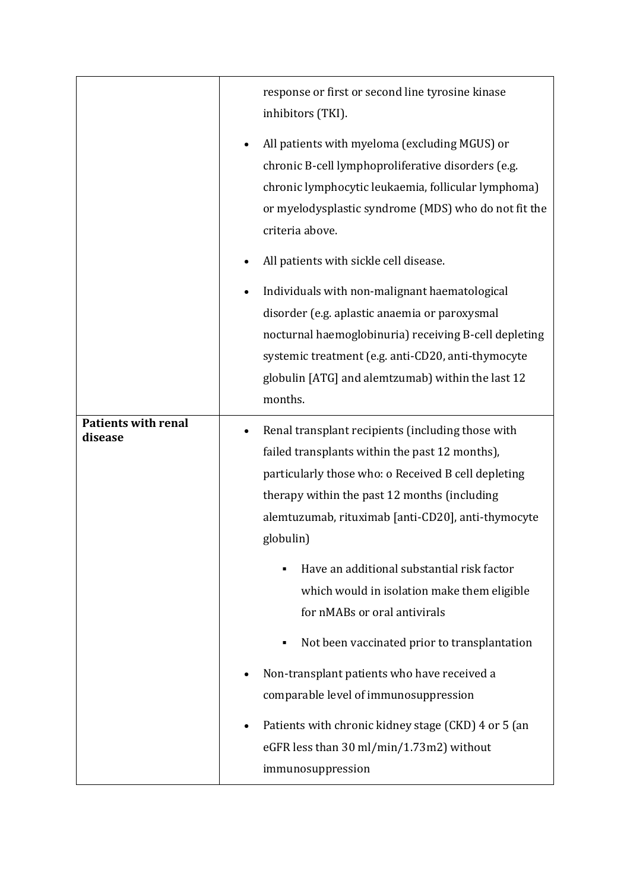| | |
|---|---|
| | response or first or second line tyrosine kinase inhibitors (TKI).<br>• All patients with myeloma (excluding MGUS) or chronic B-cell lymphoproliferative disorders (e.g. chronic lymphocytic leukaemia, follicular lymphoma) or myelodysplastic syndrome (MDS) who do not fit the criteria above.<br>• All patients with sickle cell disease.<br>• Individuals with non-malignant haematological disorder (e.g. aplastic anaemia or paroxysmal nocturnal haemoglobinuria) receiving B-cell depleting systemic treatment (e.g. anti-CD20, anti-thymocyte globulin [ATG] and alemtzumab) within the last 12 months. |
| **Patients with renal disease** | • Renal transplant recipients (including those with failed transplants within the past 12 months), particularly those who: o Received B cell depleting therapy within the past 12 months (including alemtuzumab, rituximab [anti-CD20], anti-thymocyte globulin)<br>&nbsp;&nbsp;&nbsp;&nbsp;▪ Have an additional substantial risk factor which would in isolation make them eligible for nMABs or oral antivirals<br>&nbsp;&nbsp;&nbsp;&nbsp;▪ Not been vaccinated prior to transplantation<br>• Non-transplant patients who have received a comparable level of immunosuppression<br>• Patients with chronic kidney stage (CKD) 4 or 5 (an eGFR less than 30 ml/min/1.73m2) without immunosuppression |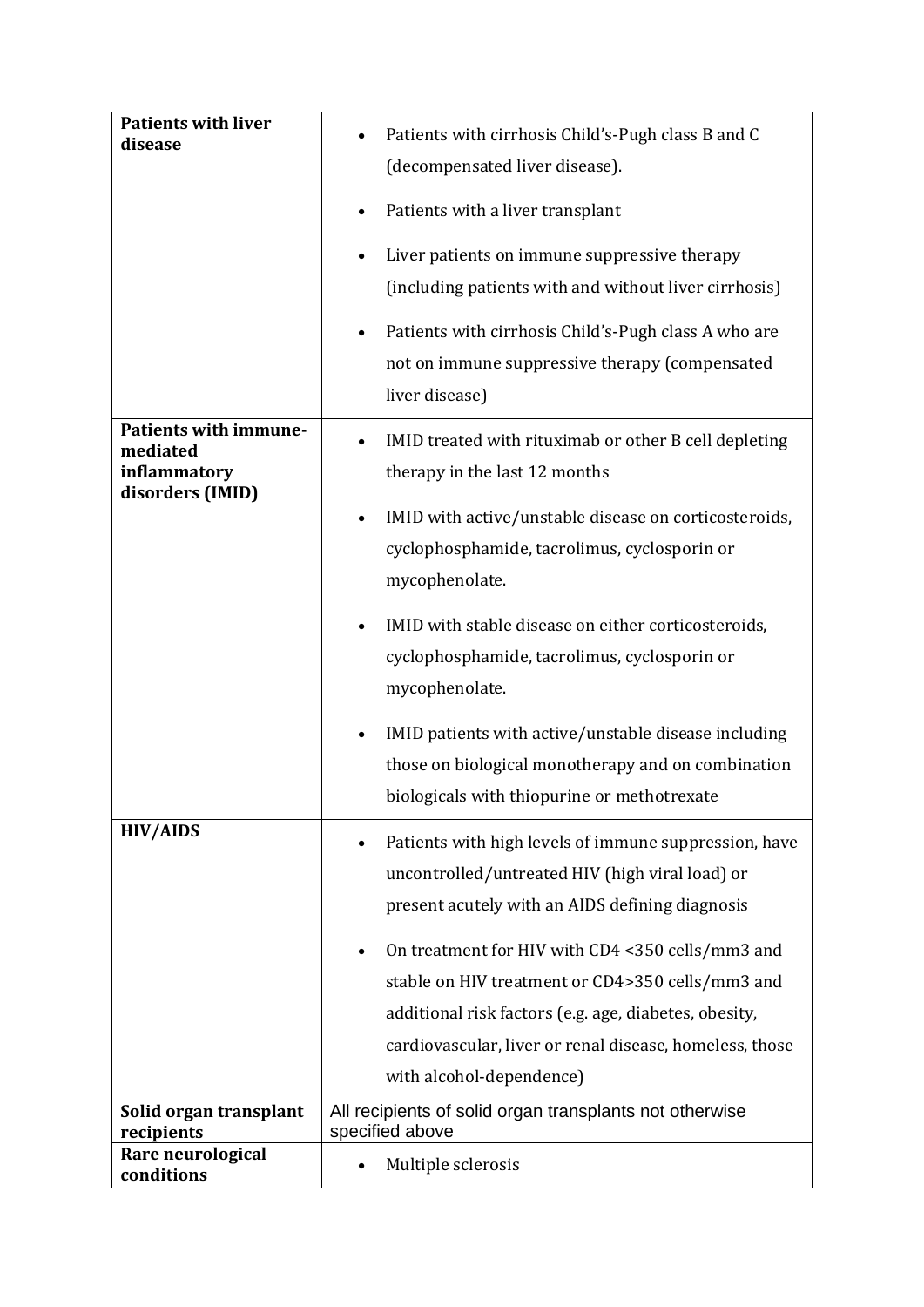| | |
|---|---|
| **Patients with liver disease** | • Patients with cirrhosis Child's-Pugh class B and C (decompensated liver disease).<br>• Patients with a liver transplant<br>• Liver patients on immune suppressive therapy (including patients with and without liver cirrhosis)<br>• Patients with cirrhosis Child's-Pugh class A who are not on immune suppressive therapy (compensated liver disease) |
| **Patients with immune-mediated inflammatory disorders (IMID)** | • IMID treated with rituximab or other B cell depleting therapy in the last 12 months<br>• IMID with active/unstable disease on corticosteroids, cyclophosphamide, tacrolimus, cyclosporin or mycophenolate.<br>• IMID with stable disease on either corticosteroids, cyclophosphamide, tacrolimus, cyclosporin or mycophenolate.<br>• IMID patients with active/unstable disease including those on biological monotherapy and on combination biologicals with thiopurine or methotrexate |
| **HIV/AIDS** | • Patients with high levels of immune suppression, have uncontrolled/untreated HIV (high viral load) or present acutely with an AIDS defining diagnosis<br>• On treatment for HIV with CD4 <350 cells/mm3 and stable on HIV treatment or CD4>350 cells/mm3 and additional risk factors (e.g. age, diabetes, obesity, cardiovascular, liver or renal disease, homeless, those with alcohol-dependence) |
| **Solid organ transplant recipients** | All recipients of solid organ transplants not otherwise specified above |
| **Rare neurological conditions** | • Multiple sclerosis |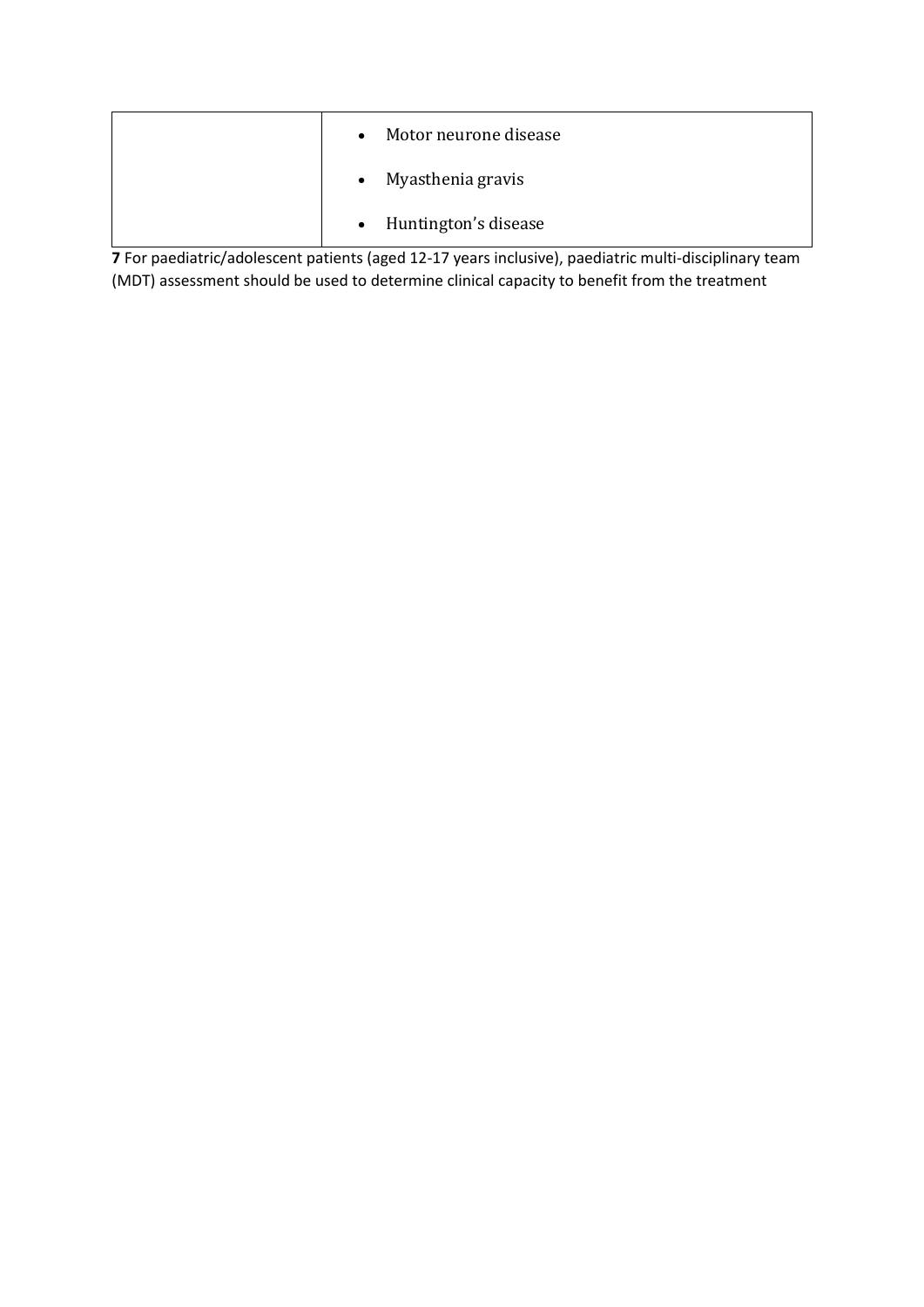| | |
|---|---|
| | • Motor neurone disease<br>• Myasthenia gravis<br>• Huntington's disease |

**7** For paediatric/adolescent patients (aged 12-17 years inclusive), paediatric multi-disciplinary team (MDT) assessment should be used to determine clinical capacity to benefit from the treatment